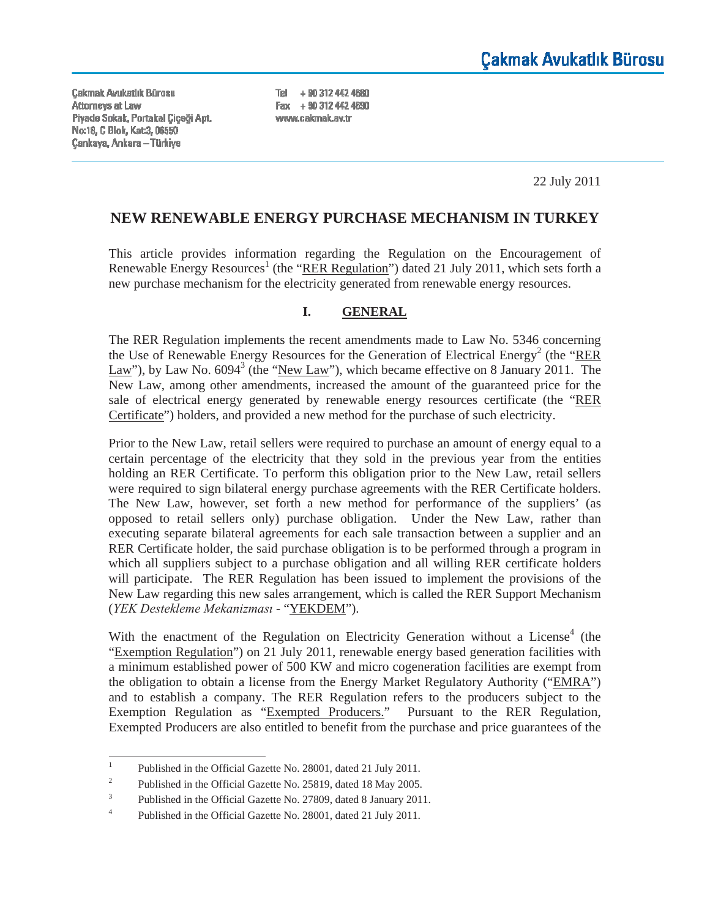**Çakmak Avukatlık Bürosu**

Çakmak Avukatlık Bürosu
Attorneys at Law
Piyade Sokak, Portakal Çiçeği Apt.
No:18, C Blok, Kat:3, 06550
Çankaya, Ankara – Türkiye

Tel + 90 312 442 4680
Fax + 90 312 442 4690
www.cakmak.av.tr

22 July 2011

# NEW RENEWABLE ENERGY PURCHASE MECHANISM IN TURKEY

This article provides information regarding the Regulation on the Encouragement of Renewable Energy Resources[1] (the "RER Regulation") dated 21 July 2011, which sets forth a new purchase mechanism for the electricity generated from renewable energy resources.

## I. GENERAL

The RER Regulation implements the recent amendments made to Law No. 5346 concerning the Use of Renewable Energy Resources for the Generation of Electrical Energy[2] (the "RER Law"), by Law No. 6094[3] (the "New Law"), which became effective on 8 January 2011. The New Law, among other amendments, increased the amount of the guaranteed price for the sale of electrical energy generated by renewable energy resources certificate (the "RER Certificate") holders, and provided a new method for the purchase of such electricity.

Prior to the New Law, retail sellers were required to purchase an amount of energy equal to a certain percentage of the electricity that they sold in the previous year from the entities holding an RER Certificate. To perform this obligation prior to the New Law, retail sellers were required to sign bilateral energy purchase agreements with the RER Certificate holders. The New Law, however, set forth a new method for performance of the suppliers' (as opposed to retail sellers only) purchase obligation. Under the New Law, rather than executing separate bilateral agreements for each sale transaction between a supplier and an RER Certificate holder, the said purchase obligation is to be performed through a program in which all suppliers subject to a purchase obligation and all willing RER certificate holders will participate. The RER Regulation has been issued to implement the provisions of the New Law regarding this new sales arrangement, which is called the RER Support Mechanism (*YEK Destekleme Mekanizması* - "YEKDEM").

With the enactment of the Regulation on Electricity Generation without a License[4] (the "Exemption Regulation") on 21 July 2011, renewable energy based generation facilities with a minimum established power of 500 KW and micro cogeneration facilities are exempt from the obligation to obtain a license from the Energy Market Regulatory Authority ("EMRA") and to establish a company. The RER Regulation refers to the producers subject to the Exemption Regulation as "Exempted Producers." Pursuant to the RER Regulation, Exempted Producers are also entitled to benefit from the purchase and price guarantees of the

---

[1] Published in the Official Gazette No. 28001, dated 21 July 2011.

[2] Published in the Official Gazette No. 25819, dated 18 May 2005.

[3] Published in the Official Gazette No. 27809, dated 8 January 2011.

[4] Published in the Official Gazette No. 28001, dated 21 July 2011.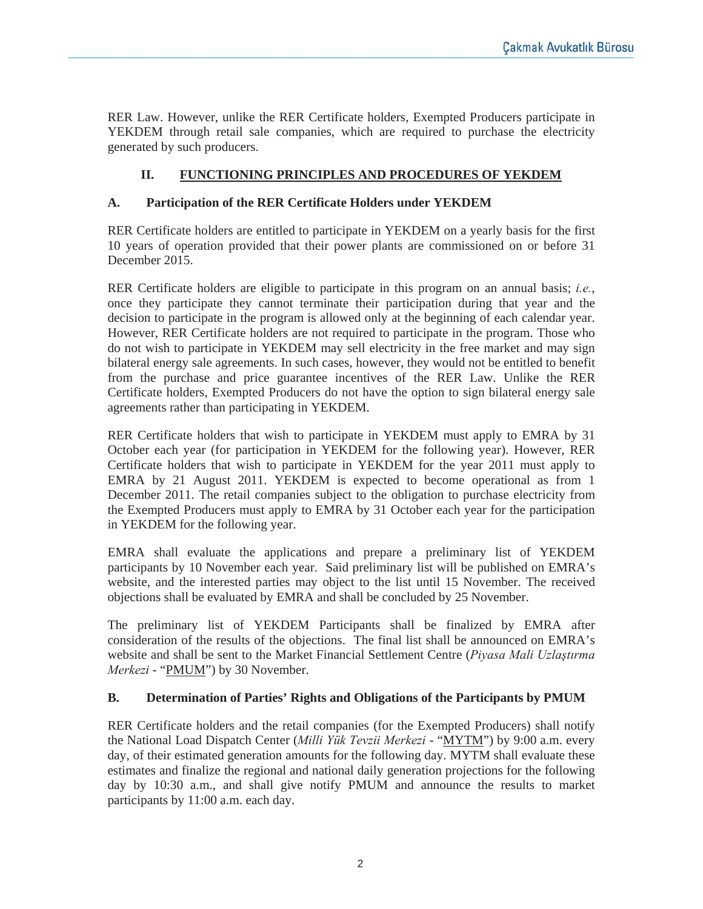RER Law. However, unlike the RER Certificate holders, Exempted Producers participate in YEKDEM through retail sale companies, which are required to purchase the electricity generated by such producers.

## II. FUNCTIONING PRINCIPLES AND PROCEDURES OF YEKDEM

### A. Participation of the RER Certificate Holders under YEKDEM

RER Certificate holders are entitled to participate in YEKDEM on a yearly basis for the first 10 years of operation provided that their power plants are commissioned on or before 31 December 2015.

RER Certificate holders are eligible to participate in this program on an annual basis; *i.e.*, once they participate they cannot terminate their participation during that year and the decision to participate in the program is allowed only at the beginning of each calendar year. However, RER Certificate holders are not required to participate in the program. Those who do not wish to participate in YEKDEM may sell electricity in the free market and may sign bilateral energy sale agreements. In such cases, however, they would not be entitled to benefit from the purchase and price guarantee incentives of the RER Law. Unlike the RER Certificate holders, Exempted Producers do not have the option to sign bilateral energy sale agreements rather than participating in YEKDEM.

RER Certificate holders that wish to participate in YEKDEM must apply to EMRA by 31 October each year (for participation in YEKDEM for the following year). However, RER Certificate holders that wish to participate in YEKDEM for the year 2011 must apply to EMRA by 21 August 2011. YEKDEM is expected to become operational as from 1 December 2011. The retail companies subject to the obligation to purchase electricity from the Exempted Producers must apply to EMRA by 31 October each year for the participation in YEKDEM for the following year.

EMRA shall evaluate the applications and prepare a preliminary list of YEKDEM participants by 10 November each year. Said preliminary list will be published on EMRA's website, and the interested parties may object to the list until 15 November. The received objections shall be evaluated by EMRA and shall be concluded by 25 November.

The preliminary list of YEKDEM Participants shall be finalized by EMRA after consideration of the results of the objections. The final list shall be announced on EMRA's website and shall be sent to the Market Financial Settlement Centre (*Piyasa Mali Uzlaştırma Merkezi* - "PMUM") by 30 November.

### B. Determination of Parties' Rights and Obligations of the Participants by PMUM

RER Certificate holders and the retail companies (for the Exempted Producers) shall notify the National Load Dispatch Center (*Milli Yük Tevzii Merkezi* - "MYTM") by 9:00 a.m. every day, of their estimated generation amounts for the following day. MYTM shall evaluate these estimates and finalize the regional and national daily generation projections for the following day by 10:30 a.m., and shall give notify PMUM and announce the results to market participants by 11:00 a.m. each day.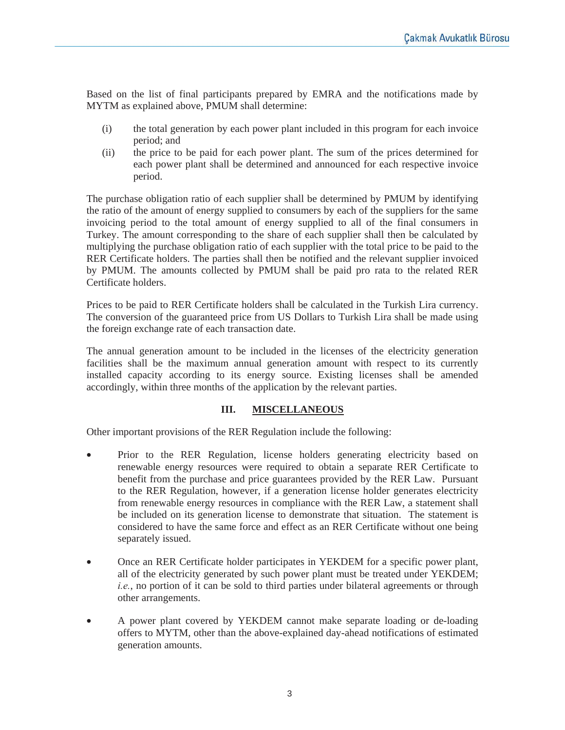Based on the list of final participants prepared by EMRA and the notifications made by MYTM as explained above, PMUM shall determine:

(i) the total generation by each power plant included in this program for each invoice period; and

(ii) the price to be paid for each power plant. The sum of the prices determined for each power plant shall be determined and announced for each respective invoice period.

The purchase obligation ratio of each supplier shall be determined by PMUM by identifying the ratio of the amount of energy supplied to consumers by each of the suppliers for the same invoicing period to the total amount of energy supplied to all of the final consumers in Turkey. The amount corresponding to the share of each supplier shall then be calculated by multiplying the purchase obligation ratio of each supplier with the total price to be paid to the RER Certificate holders. The parties shall then be notified and the relevant supplier invoiced by PMUM. The amounts collected by PMUM shall be paid pro rata to the related RER Certificate holders.

Prices to be paid to RER Certificate holders shall be calculated in the Turkish Lira currency. The conversion of the guaranteed price from US Dollars to Turkish Lira shall be made using the foreign exchange rate of each transaction date.

The annual generation amount to be included in the licenses of the electricity generation facilities shall be the maximum annual generation amount with respect to its currently installed capacity according to its energy source. Existing licenses shall be amended accordingly, within three months of the application by the relevant parties.

## III. MISCELLANEOUS

Other important provisions of the RER Regulation include the following:

- Prior to the RER Regulation, license holders generating electricity based on renewable energy resources were required to obtain a separate RER Certificate to benefit from the purchase and price guarantees provided by the RER Law. Pursuant to the RER Regulation, however, if a generation license holder generates electricity from renewable energy resources in compliance with the RER Law, a statement shall be included on its generation license to demonstrate that situation. The statement is considered to have the same force and effect as an RER Certificate without one being separately issued.

- Once an RER Certificate holder participates in YEKDEM for a specific power plant, all of the electricity generated by such power plant must be treated under YEKDEM; *i.e.*, no portion of it can be sold to third parties under bilateral agreements or through other arrangements.

- A power plant covered by YEKDEM cannot make separate loading or de-loading offers to MYTM, other than the above-explained day-ahead notifications of estimated generation amounts.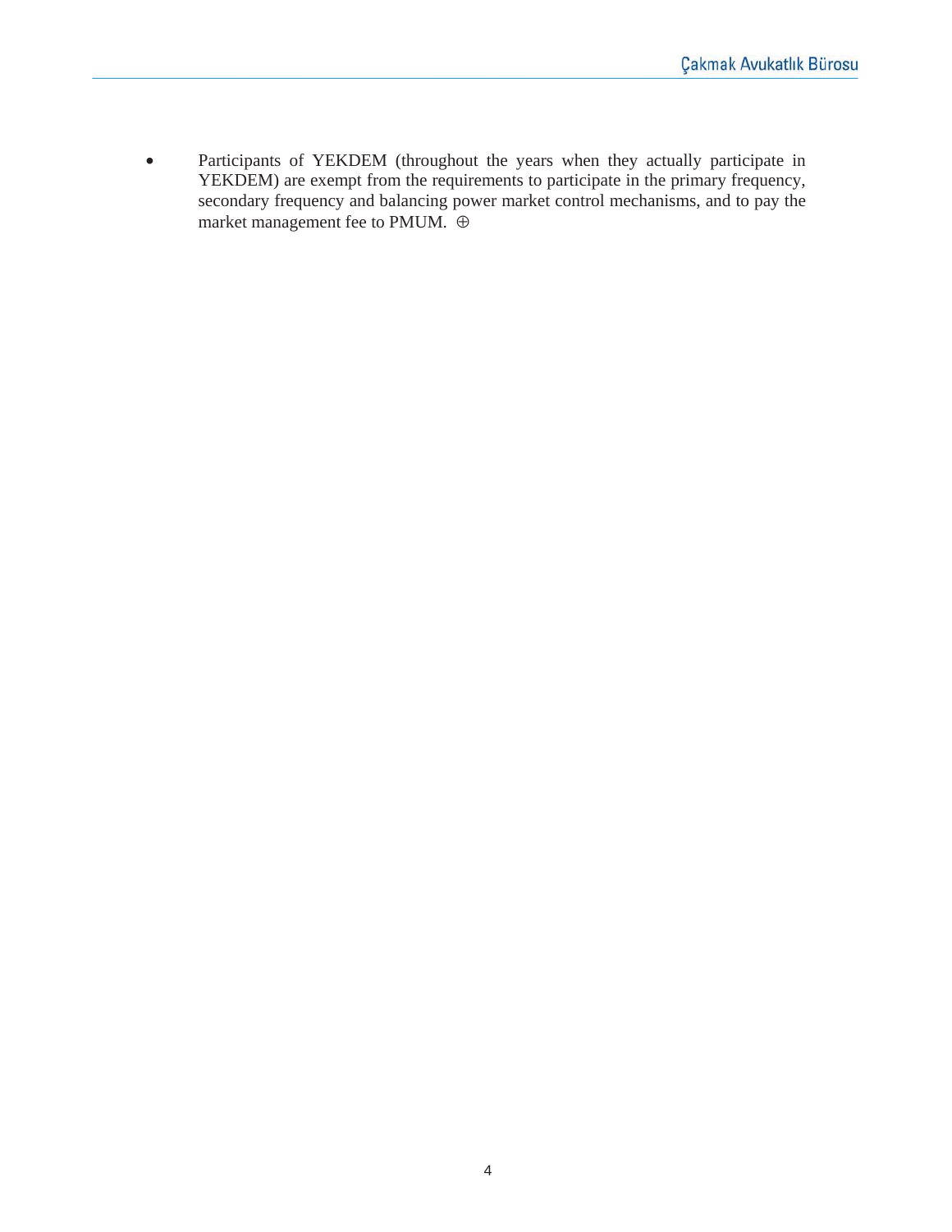- Participants of YEKDEM (throughout the years when they actually participate in YEKDEM) are exempt from the requirements to participate in the primary frequency, secondary frequency and balancing power market control mechanisms, and to pay the market management fee to PMUM. ⊕